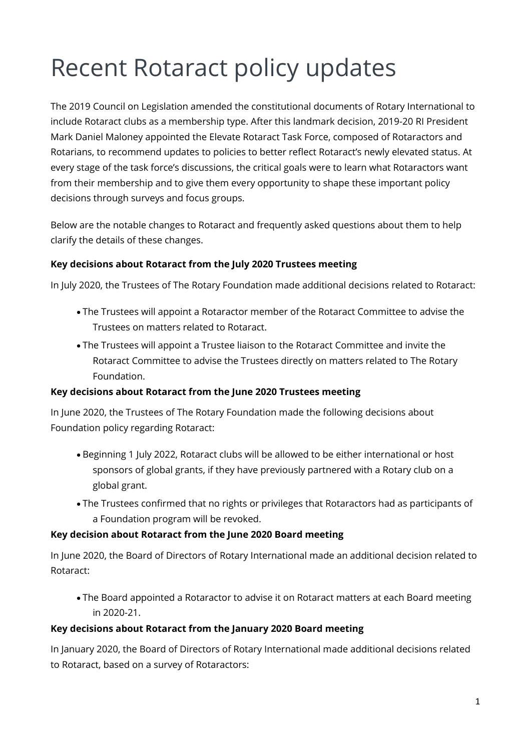# Recent Rotaract policy updates

The 2019 Council on Legislation amended the constitutional documents of Rotary International to include Rotaract clubs as a membership type. After this landmark decision, 2019-20 RI President Mark Daniel Maloney appointed the Elevate Rotaract Task Force, composed of Rotaractors and Rotarians, to recommend updates to policies to better reflect Rotaract's newly elevated status. At every stage of the task force's discussions, the critical goals were to learn what Rotaractors want from their membership and to give them every opportunity to shape these important policy decisions through surveys and focus groups.

Below are the notable changes to Rotaract and frequently asked questions about them to help clarify the details of these changes.

**Key decisions about Rotaract from the July 2020 Trustees meeting**

In July 2020, the Trustees of The Rotary Foundation made additional decisions related to Rotaract:

- The Trustees will appoint a Rotaractor member of the Rotaract Committee to advise the Trustees on matters related to Rotaract.
- The Trustees will appoint a Trustee liaison to the Rotaract Committee and invite the Rotaract Committee to advise the Trustees directly on matters related to The Rotary Foundation.

**Key decisions about Rotaract from the June 2020 Trustees meeting**

In June 2020, the Trustees of The Rotary Foundation made the following decisions about Foundation policy regarding Rotaract:

- Beginning 1 July 2022, Rotaract clubs will be allowed to be either international or host sponsors of global grants, if they have previously partnered with a Rotary club on a global grant.
- The Trustees confirmed that no rights or privileges that Rotaractors had as participants of a Foundation program will be revoked.

**Key decision about Rotaract from the June 2020 Board meeting**

In June 2020, the Board of Directors of Rotary International made an additional decision related to Rotaract:

- The Board appointed a Rotaractor to advise it on Rotaract matters at each Board meeting in 2020-21.

**Key decisions about Rotaract from the January 2020 Board meeting**

In January 2020, the Board of Directors of Rotary International made additional decisions related to Rotaract, based on a survey of Rotaractors: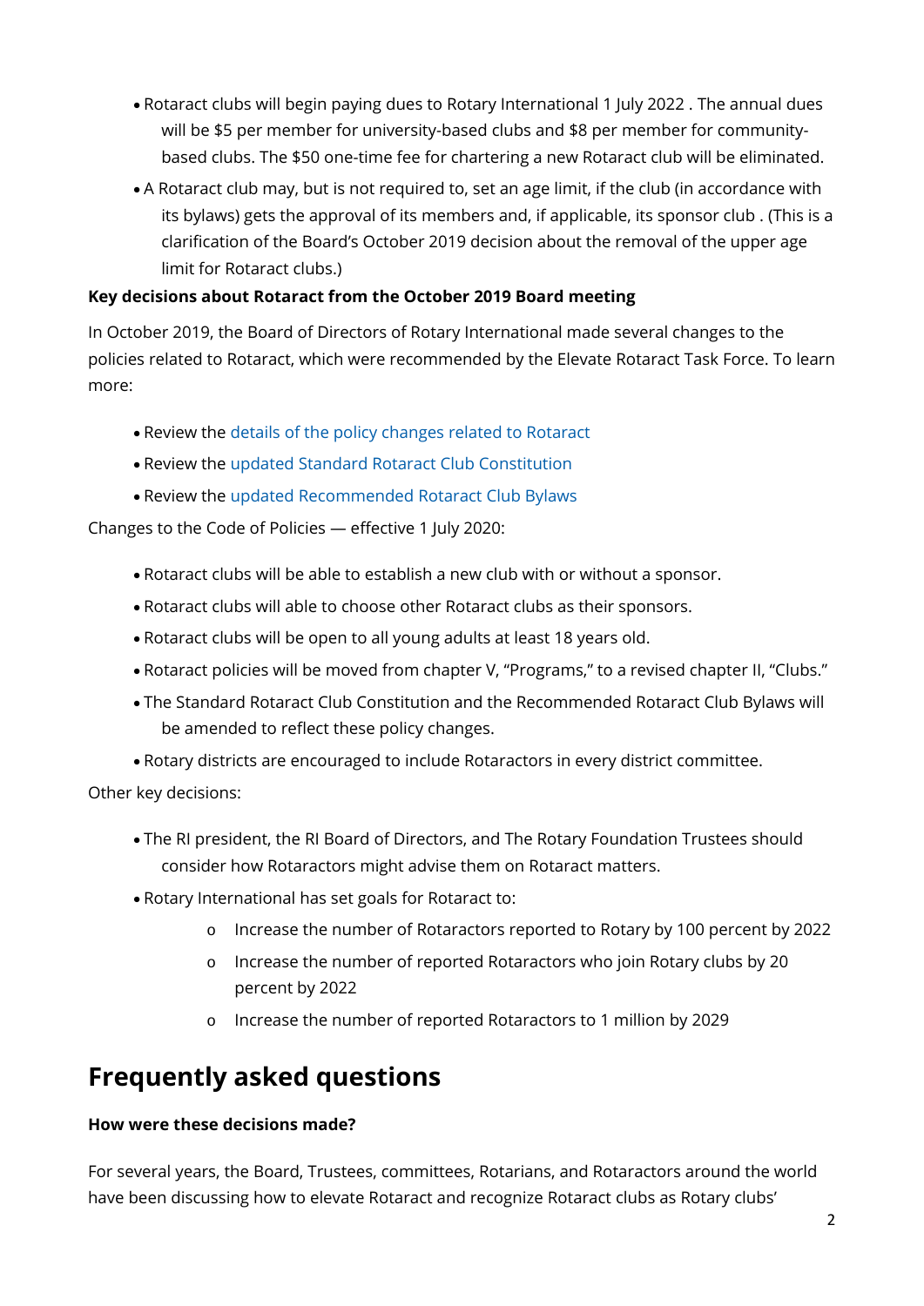- Rotaract clubs will begin paying dues to Rotary International 1 July 2022 . The annual dues will be $5 per member for university-based clubs and $8 per member for community-based clubs. The $50 one-time fee for chartering a new Rotaract club will be eliminated.
- A Rotaract club may, but is not required to, set an age limit, if the club (in accordance with its bylaws) gets the approval of its members and, if applicable, its sponsor club . (This is a clarification of the Board's October 2019 decision about the removal of the upper age limit for Rotaract clubs.)

**Key decisions about Rotaract from the October 2019 Board meeting**

In October 2019, the Board of Directors of Rotary International made several changes to the policies related to Rotaract, which were recommended by the Elevate Rotaract Task Force. To learn more:

- Review the details of the policy changes related to Rotaract
- Review the updated Standard Rotaract Club Constitution
- Review the updated Recommended Rotaract Club Bylaws

Changes to the Code of Policies — effective 1 July 2020:

- Rotaract clubs will be able to establish a new club with or without a sponsor.
- Rotaract clubs will able to choose other Rotaract clubs as their sponsors.
- Rotaract clubs will be open to all young adults at least 18 years old.
- Rotaract policies will be moved from chapter V, "Programs," to a revised chapter II, "Clubs."
- The Standard Rotaract Club Constitution and the Recommended Rotaract Club Bylaws will be amended to reflect these policy changes.
- Rotary districts are encouraged to include Rotaractors in every district committee.

Other key decisions:

- The RI president, the RI Board of Directors, and The Rotary Foundation Trustees should consider how Rotaractors might advise them on Rotaract matters.
- Rotary International has set goals for Rotaract to:
  - Increase the number of Rotaractors reported to Rotary by 100 percent by 2022
  - Increase the number of reported Rotaractors who join Rotary clubs by 20 percent by 2022
  - Increase the number of reported Rotaractors to 1 million by 2029

# Frequently asked questions

**How were these decisions made?**

For several years, the Board, Trustees, committees, Rotarians, and Rotaractors around the world have been discussing how to elevate Rotaract and recognize Rotaract clubs as Rotary clubs'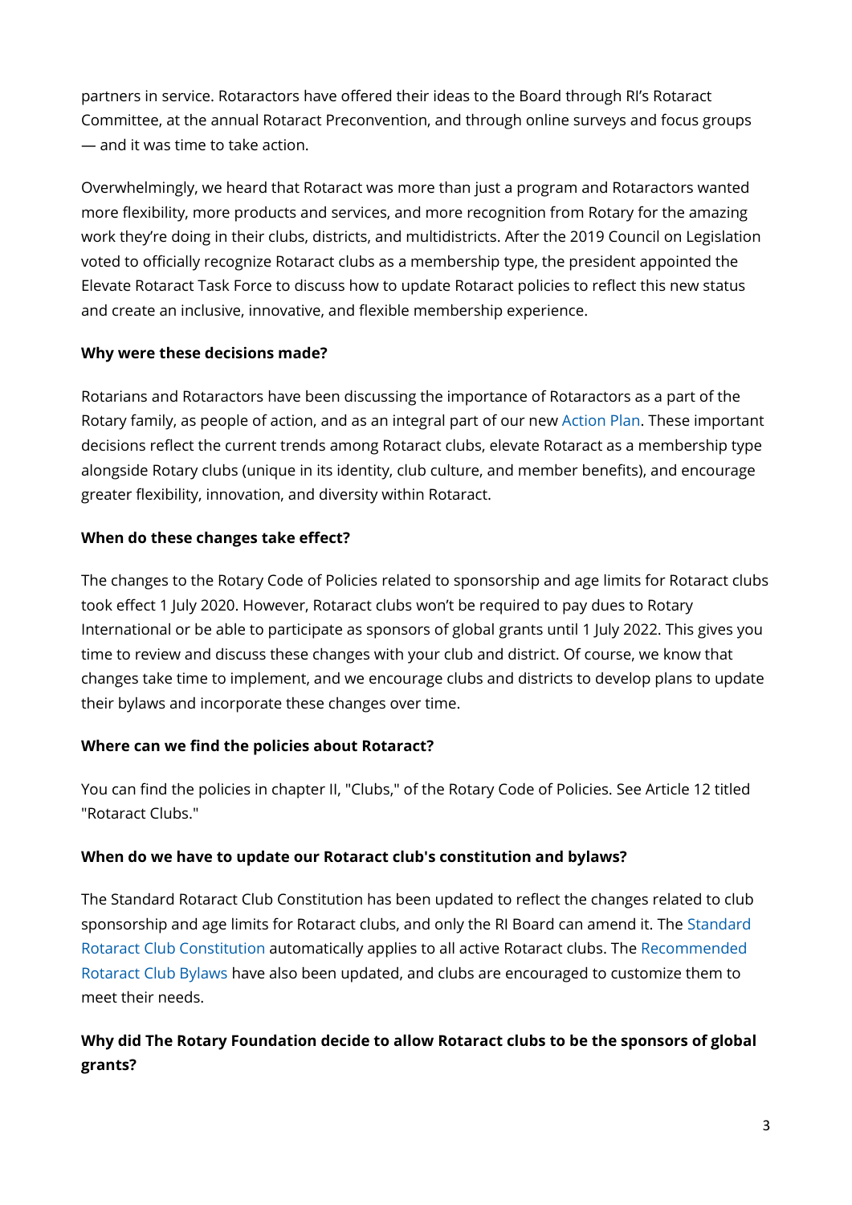partners in service. Rotaractors have offered their ideas to the Board through RI's Rotaract Committee, at the annual Rotaract Preconvention, and through online surveys and focus groups — and it was time to take action.

Overwhelmingly, we heard that Rotaract was more than just a program and Rotaractors wanted more flexibility, more products and services, and more recognition from Rotary for the amazing work they're doing in their clubs, districts, and multidistricts. After the 2019 Council on Legislation voted to officially recognize Rotaract clubs as a membership type, the president appointed the Elevate Rotaract Task Force to discuss how to update Rotaract policies to reflect this new status and create an inclusive, innovative, and flexible membership experience.

**Why were these decisions made?**

Rotarians and Rotaractors have been discussing the importance of Rotaractors as a part of the Rotary family, as people of action, and as an integral part of our new Action Plan. These important decisions reflect the current trends among Rotaract clubs, elevate Rotaract as a membership type alongside Rotary clubs (unique in its identity, club culture, and member benefits), and encourage greater flexibility, innovation, and diversity within Rotaract.

**When do these changes take effect?**

The changes to the Rotary Code of Policies related to sponsorship and age limits for Rotaract clubs took effect 1 July 2020. However, Rotaract clubs won't be required to pay dues to Rotary International or be able to participate as sponsors of global grants until 1 July 2022. This gives you time to review and discuss these changes with your club and district. Of course, we know that changes take time to implement, and we encourage clubs and districts to develop plans to update their bylaws and incorporate these changes over time.

**Where can we find the policies about Rotaract?**

You can find the policies in chapter II, "Clubs," of the Rotary Code of Policies. See Article 12 titled "Rotaract Clubs."

**When do we have to update our Rotaract club's constitution and bylaws?**

The Standard Rotaract Club Constitution has been updated to reflect the changes related to club sponsorship and age limits for Rotaract clubs, and only the RI Board can amend it. The Standard Rotaract Club Constitution automatically applies to all active Rotaract clubs. The Recommended Rotaract Club Bylaws have also been updated, and clubs are encouraged to customize them to meet their needs.

**Why did The Rotary Foundation decide to allow Rotaract clubs to be the sponsors of global grants?**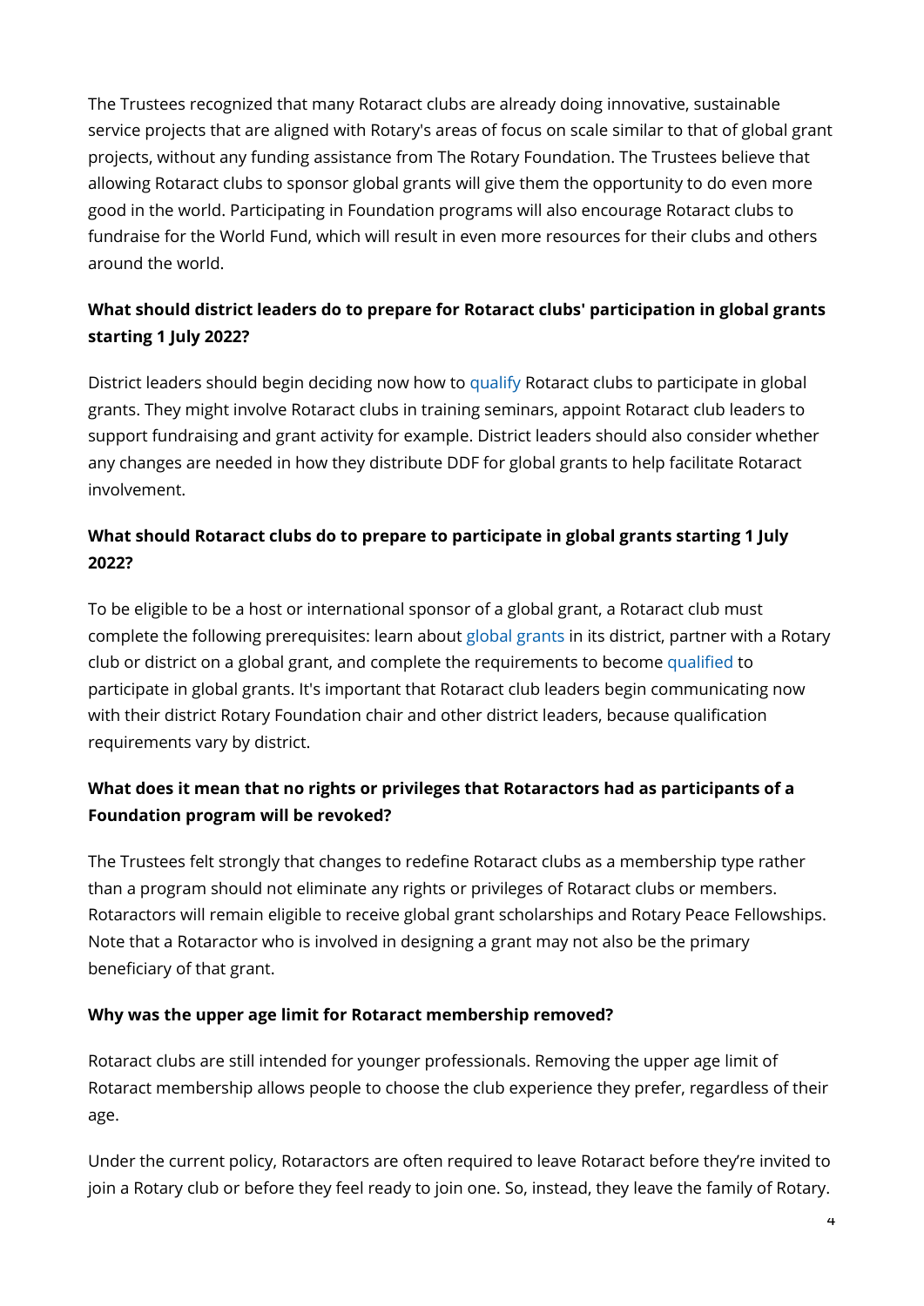The Trustees recognized that many Rotaract clubs are already doing innovative, sustainable service projects that are aligned with Rotary's areas of focus on scale similar to that of global grant projects, without any funding assistance from The Rotary Foundation. The Trustees believe that allowing Rotaract clubs to sponsor global grants will give them the opportunity to do even more good in the world. Participating in Foundation programs will also encourage Rotaract clubs to fundraise for the World Fund, which will result in even more resources for their clubs and others around the world.

**What should district leaders do to prepare for Rotaract clubs' participation in global grants starting 1 July 2022?**

District leaders should begin deciding now how to qualify Rotaract clubs to participate in global grants. They might involve Rotaract clubs in training seminars, appoint Rotaract club leaders to support fundraising and grant activity for example. District leaders should also consider whether any changes are needed in how they distribute DDF for global grants to help facilitate Rotaract involvement.

**What should Rotaract clubs do to prepare to participate in global grants starting 1 July 2022?**

To be eligible to be a host or international sponsor of a global grant, a Rotaract club must complete the following prerequisites: learn about global grants in its district, partner with a Rotary club or district on a global grant, and complete the requirements to become qualified to participate in global grants. It's important that Rotaract club leaders begin communicating now with their district Rotary Foundation chair and other district leaders, because qualification requirements vary by district.

**What does it mean that no rights or privileges that Rotaractors had as participants of a Foundation program will be revoked?**

The Trustees felt strongly that changes to redefine Rotaract clubs as a membership type rather than a program should not eliminate any rights or privileges of Rotaract clubs or members. Rotaractors will remain eligible to receive global grant scholarships and Rotary Peace Fellowships. Note that a Rotaractor who is involved in designing a grant may not also be the primary beneficiary of that grant.

**Why was the upper age limit for Rotaract membership removed?**

Rotaract clubs are still intended for younger professionals. Removing the upper age limit of Rotaract membership allows people to choose the club experience they prefer, regardless of their age.

Under the current policy, Rotaractors are often required to leave Rotaract before they're invited to join a Rotary club or before they feel ready to join one. So, instead, they leave the family of Rotary.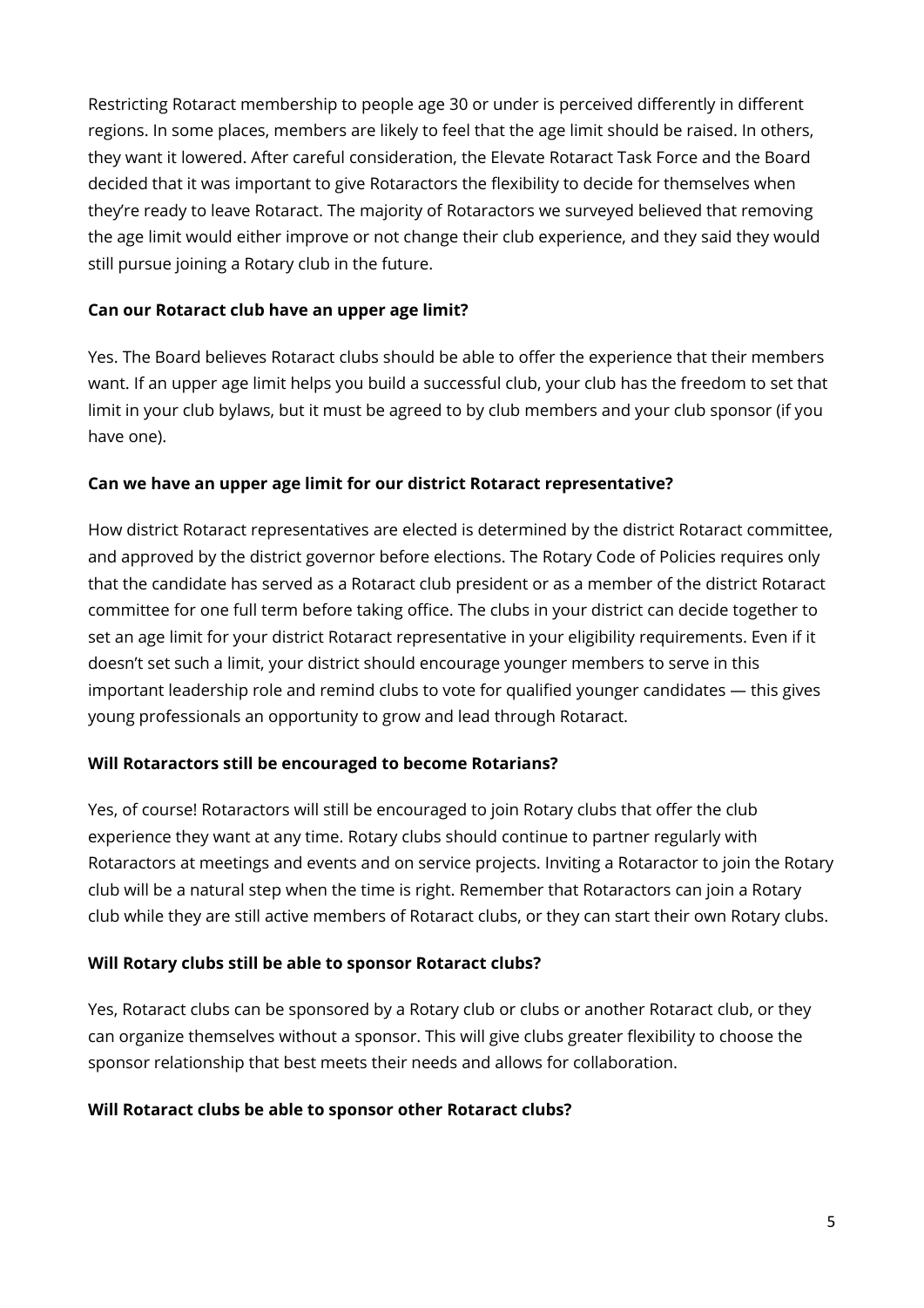Restricting Rotaract membership to people age 30 or under is perceived differently in different regions. In some places, members are likely to feel that the age limit should be raised. In others, they want it lowered. After careful consideration, the Elevate Rotaract Task Force and the Board decided that it was important to give Rotaractors the flexibility to decide for themselves when they're ready to leave Rotaract. The majority of Rotaractors we surveyed believed that removing the age limit would either improve or not change their club experience, and they said they would still pursue joining a Rotary club in the future.

**Can our Rotaract club have an upper age limit?**

Yes. The Board believes Rotaract clubs should be able to offer the experience that their members want. If an upper age limit helps you build a successful club, your club has the freedom to set that limit in your club bylaws, but it must be agreed to by club members and your club sponsor (if you have one).

**Can we have an upper age limit for our district Rotaract representative?**

How district Rotaract representatives are elected is determined by the district Rotaract committee, and approved by the district governor before elections. The Rotary Code of Policies requires only that the candidate has served as a Rotaract club president or as a member of the district Rotaract committee for one full term before taking office. The clubs in your district can decide together to set an age limit for your district Rotaract representative in your eligibility requirements. Even if it doesn't set such a limit, your district should encourage younger members to serve in this important leadership role and remind clubs to vote for qualified younger candidates — this gives young professionals an opportunity to grow and lead through Rotaract.

**Will Rotaractors still be encouraged to become Rotarians?**

Yes, of course! Rotaractors will still be encouraged to join Rotary clubs that offer the club experience they want at any time. Rotary clubs should continue to partner regularly with Rotaractors at meetings and events and on service projects. Inviting a Rotaractor to join the Rotary club will be a natural step when the time is right. Remember that Rotaractors can join a Rotary club while they are still active members of Rotaract clubs, or they can start their own Rotary clubs.

**Will Rotary clubs still be able to sponsor Rotaract clubs?**

Yes, Rotaract clubs can be sponsored by a Rotary club or clubs or another Rotaract club, or they can organize themselves without a sponsor. This will give clubs greater flexibility to choose the sponsor relationship that best meets their needs and allows for collaboration.

**Will Rotaract clubs be able to sponsor other Rotaract clubs?**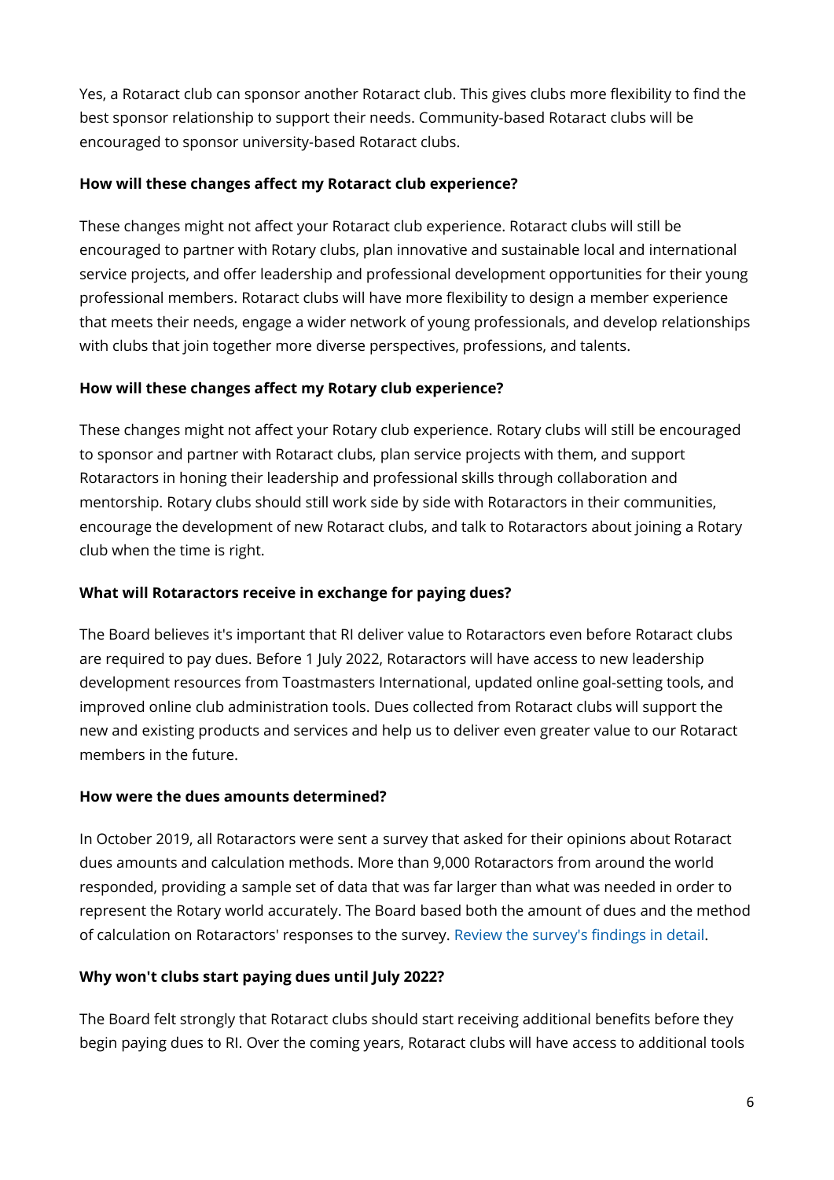Yes, a Rotaract club can sponsor another Rotaract club. This gives clubs more flexibility to find the best sponsor relationship to support their needs. Community-based Rotaract clubs will be encouraged to sponsor university-based Rotaract clubs.

**How will these changes affect my Rotaract club experience?**

These changes might not affect your Rotaract club experience. Rotaract clubs will still be encouraged to partner with Rotary clubs, plan innovative and sustainable local and international service projects, and offer leadership and professional development opportunities for their young professional members. Rotaract clubs will have more flexibility to design a member experience that meets their needs, engage a wider network of young professionals, and develop relationships with clubs that join together more diverse perspectives, professions, and talents.

**How will these changes affect my Rotary club experience?**

These changes might not affect your Rotary club experience. Rotary clubs will still be encouraged to sponsor and partner with Rotaract clubs, plan service projects with them, and support Rotaractors in honing their leadership and professional skills through collaboration and mentorship. Rotary clubs should still work side by side with Rotaractors in their communities, encourage the development of new Rotaract clubs, and talk to Rotaractors about joining a Rotary club when the time is right.

**What will Rotaractors receive in exchange for paying dues?**

The Board believes it's important that RI deliver value to Rotaractors even before Rotaract clubs are required to pay dues. Before 1 July 2022, Rotaractors will have access to new leadership development resources from Toastmasters International, updated online goal-setting tools, and improved online club administration tools. Dues collected from Rotaract clubs will support the new and existing products and services and help us to deliver even greater value to our Rotaract members in the future.

**How were the dues amounts determined?**

In October 2019, all Rotaractors were sent a survey that asked for their opinions about Rotaract dues amounts and calculation methods. More than 9,000 Rotaractors from around the world responded, providing a sample set of data that was far larger than what was needed in order to represent the Rotary world accurately. The Board based both the amount of dues and the method of calculation on Rotaractors' responses to the survey. Review the survey's findings in detail.

**Why won't clubs start paying dues until July 2022?**

The Board felt strongly that Rotaract clubs should start receiving additional benefits before they begin paying dues to RI. Over the coming years, Rotaract clubs will have access to additional tools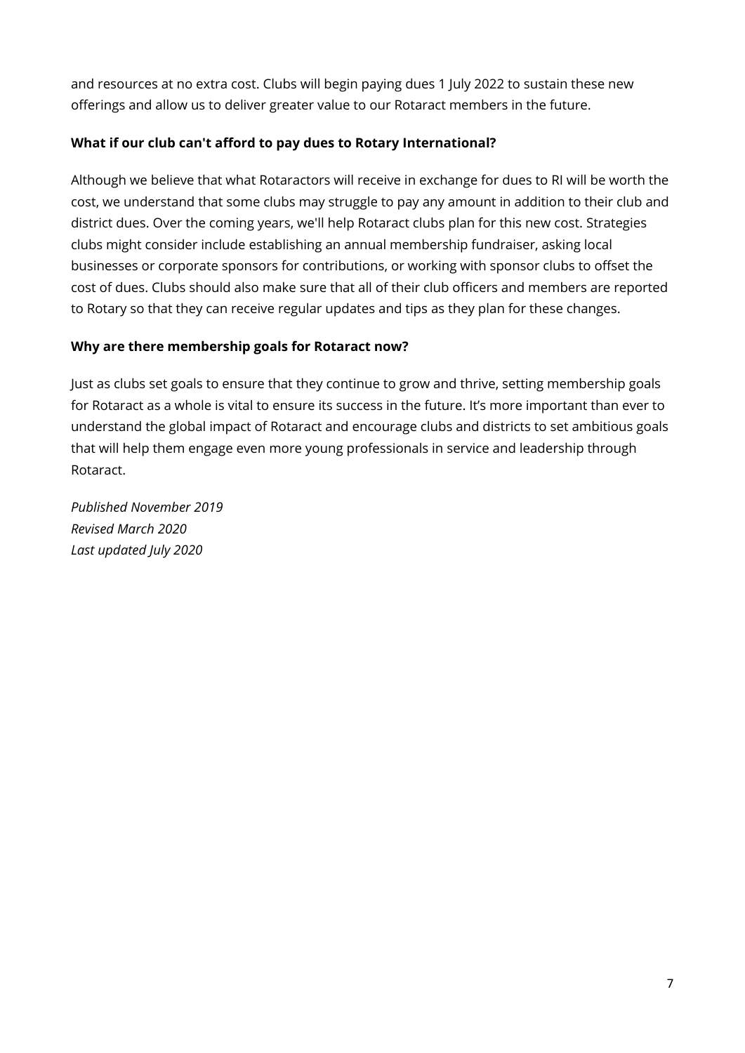and resources at no extra cost. Clubs will begin paying dues 1 July 2022 to sustain these new offerings and allow us to deliver greater value to our Rotaract members in the future.

**What if our club can't afford to pay dues to Rotary International?**

Although we believe that what Rotaractors will receive in exchange for dues to RI will be worth the cost, we understand that some clubs may struggle to pay any amount in addition to their club and district dues. Over the coming years, we'll help Rotaract clubs plan for this new cost. Strategies clubs might consider include establishing an annual membership fundraiser, asking local businesses or corporate sponsors for contributions, or working with sponsor clubs to offset the cost of dues. Clubs should also make sure that all of their club officers and members are reported to Rotary so that they can receive regular updates and tips as they plan for these changes.

**Why are there membership goals for Rotaract now?**

Just as clubs set goals to ensure that they continue to grow and thrive, setting membership goals for Rotaract as a whole is vital to ensure its success in the future. It's more important than ever to understand the global impact of Rotaract and encourage clubs and districts to set ambitious goals that will help them engage even more young professionals in service and leadership through Rotaract.

*Published November 2019*
*Revised March 2020*
*Last updated July 2020*